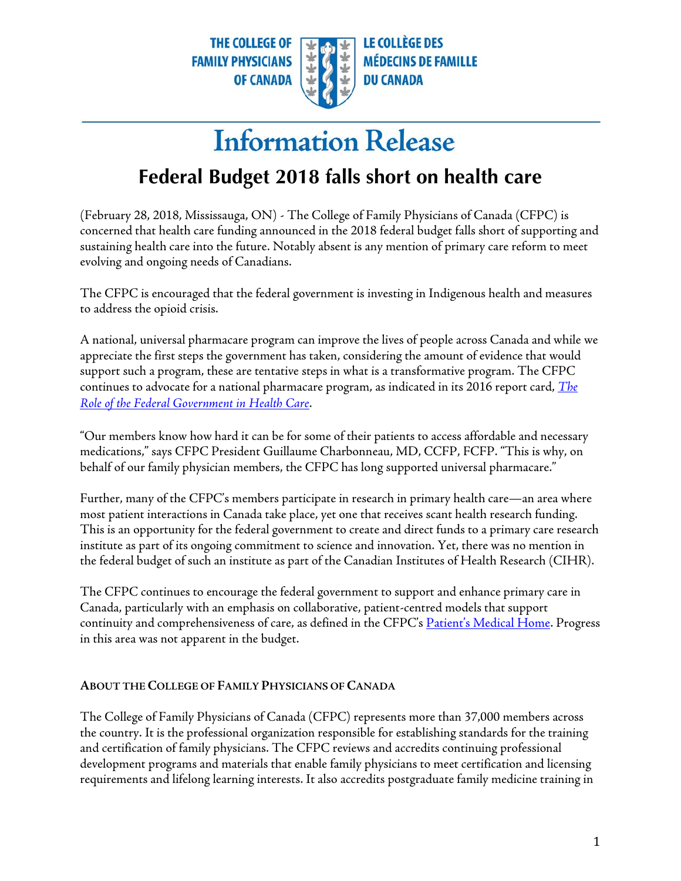THE COLLEGE OF FAMILY PHYSICIANS OF CANADA — LE COLLÈGE DES MÉDECINS DE FAMILLE DU CANADA

# Information Release

## Federal Budget 2018 falls short on health care

(February 28, 2018, Mississauga, ON) - The College of Family Physicians of Canada (CFPC) is concerned that health care funding announced in the 2018 federal budget falls short of supporting and sustaining health care into the future. Notably absent is any mention of primary care reform to meet evolving and ongoing needs of Canadians.

The CFPC is encouraged that the federal government is investing in Indigenous health and measures to address the opioid crisis.

A national, universal pharmacare program can improve the lives of people across Canada and while we appreciate the first steps the government has taken, considering the amount of evidence that would support such a program, these are tentative steps in what is a transformative program. The CFPC continues to advocate for a national pharmacare program, as indicated in its 2016 report card, *The Role of the Federal Government in Health Care*.

"Our members know how hard it can be for some of their patients to access affordable and necessary medications," says CFPC President Guillaume Charbonneau, MD, CCFP, FCFP. "This is why, on behalf of our family physician members, the CFPC has long supported universal pharmacare."

Further, many of the CFPC's members participate in research in primary health care—an area where most patient interactions in Canada take place, yet one that receives scant health research funding. This is an opportunity for the federal government to create and direct funds to a primary care research institute as part of its ongoing commitment to science and innovation. Yet, there was no mention in the federal budget of such an institute as part of the Canadian Institutes of Health Research (CIHR).

The CFPC continues to encourage the federal government to support and enhance primary care in Canada, particularly with an emphasis on collaborative, patient-centred models that support continuity and comprehensiveness of care, as defined in the CFPC's Patient's Medical Home. Progress in this area was not apparent in the budget.

### ABOUT THE COLLEGE OF FAMILY PHYSICIANS OF CANADA

The College of Family Physicians of Canada (CFPC) represents more than 37,000 members across the country. It is the professional organization responsible for establishing standards for the training and certification of family physicians. The CFPC reviews and accredits continuing professional development programs and materials that enable family physicians to meet certification and licensing requirements and lifelong learning interests. It also accredits postgraduate family medicine training in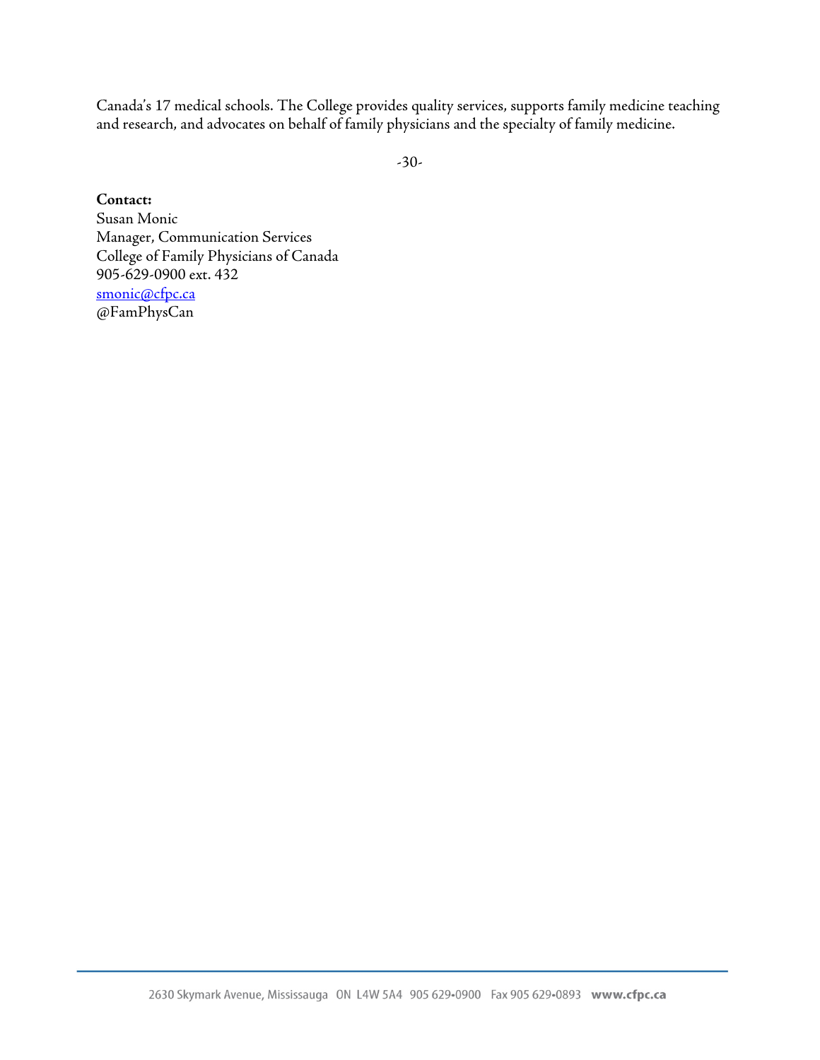Canada's 17 medical schools. The College provides quality services, supports family medicine teaching and research, and advocates on behalf of family physicians and the specialty of family medicine.

-30-

**Contact:**
Susan Monic
Manager, Communication Services
College of Family Physicians of Canada
905-629-0900 ext. 432
smonic@cfpc.ca
@FamPhysCan